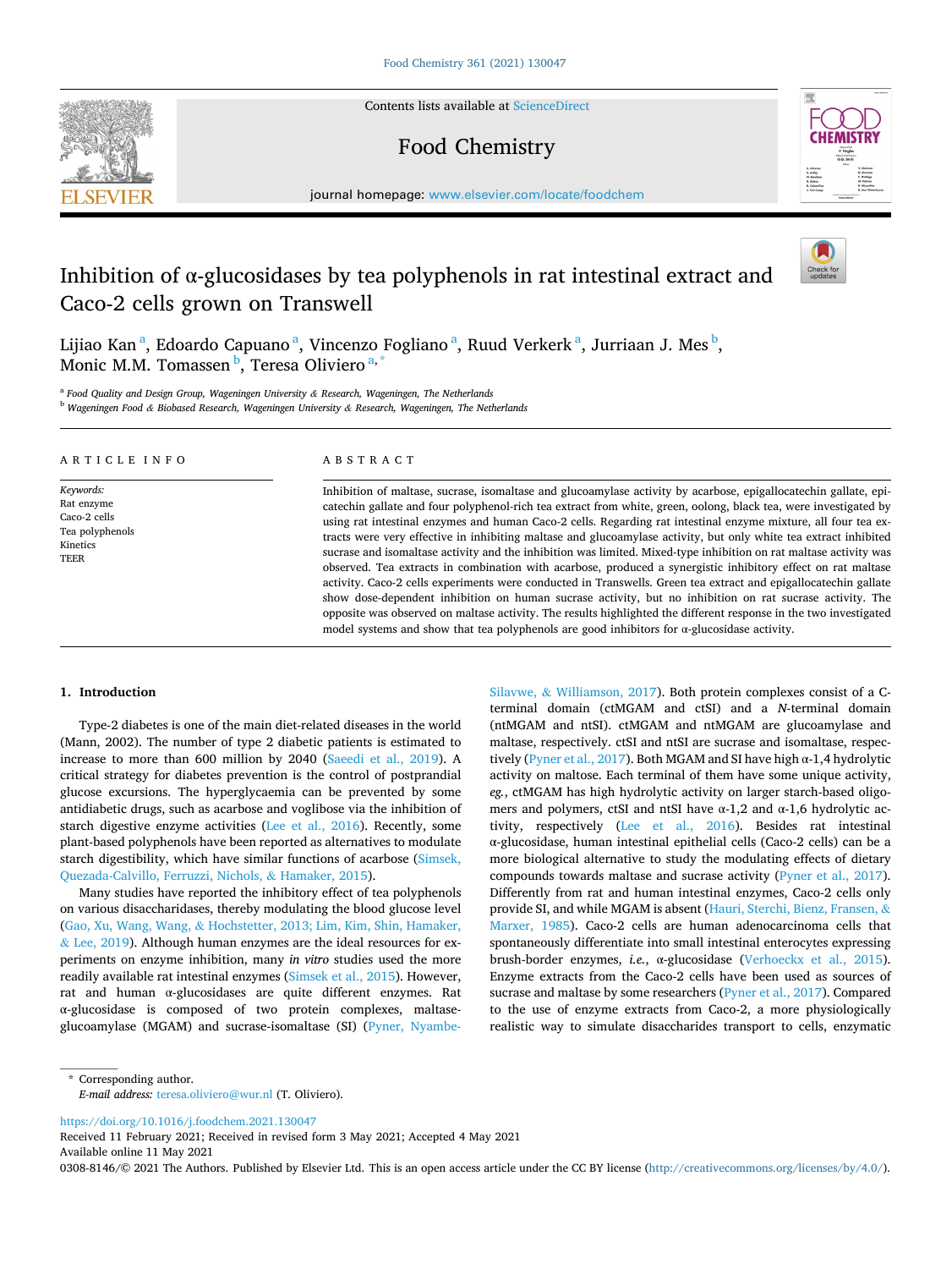# Inhibition of α-glucosidases by tea polyphenols in rat intestinal extract and Caco-2 cells grown on Transwell

Lijiao Kan [a], Edoardo Capuano [a], Vincenzo Fogliano [a], Ruud Verkerk [a], Jurriaan J. Mes [b], Monic M.M. Tomassen [b], Teresa Oliviero [a,*]

[a] Food Quality and Design Group, Wageningen University & Research, Wageningen, The Netherlands

[b] Wageningen Food & Biobased Research, Wageningen University & Research, Wageningen, The Netherlands

## ARTICLE INFO

*Keywords:*
Rat enzyme
Caco-2 cells
Tea polyphenols
Kinetics
TEER

## ABSTRACT

Inhibition of maltase, sucrase, isomaltase and glucoamylase activity by acarbose, epigallocatechin gallate, epicatechin gallate and four polyphenol-rich tea extract from white, green, oolong, black tea, were investigated by using rat intestinal enzymes and human Caco-2 cells. Regarding rat intestinal enzyme mixture, all four tea extracts were very effective in inhibiting maltase and glucoamylase activity, but only white tea extract inhibited sucrase and isomaltase activity and the inhibition was limited. Mixed-type inhibition on rat maltase activity was observed. Tea extracts in combination with acarbose, produced a synergistic inhibitory effect on rat maltase activity. Caco-2 cells experiments were conducted in Transwells. Green tea extract and epigallocatechin gallate show dose-dependent inhibition on human sucrase activity, but no inhibition on rat sucrase activity. The opposite was observed on maltase activity. The results highlighted the different response in the two investigated model systems and show that tea polyphenols are good inhibitors for α-glucosidase activity.

## 1. Introduction

Type-2 diabetes is one of the main diet-related diseases in the world (Mann, 2002). The number of type 2 diabetic patients is estimated to increase to more than 600 million by 2040 (Saeedi et al., 2019). A critical strategy for diabetes prevention is the control of postprandial glucose excursions. The hyperglycaemia can be prevented by some antidiabetic drugs, such as acarbose and voglibose via the inhibition of starch digestive enzyme activities (Lee et al., 2016). Recently, some plant-based polyphenols have been reported as alternatives to modulate starch digestibility, which have similar functions of acarbose (Simsek, Quezada-Calvillo, Ferruzzi, Nichols, & Hamaker, 2015).

Many studies have reported the inhibitory effect of tea polyphenols on various disaccharidases, thereby modulating the blood glucose level (Gao, Xu, Wang, Wang, & Hochstetter, 2013; Lim, Kim, Shin, Hamaker, & Lee, 2019). Although human enzymes are the ideal resources for experiments on enzyme inhibition, many *in vitro* studies used the more readily available rat intestinal enzymes (Simsek et al., 2015). However, rat and human α-glucosidases are quite different enzymes. Rat α-glucosidase is composed of two protein complexes, maltase-glucoamylase (MGAM) and sucrase-isomaltase (SI) (Pyner, Nyambe-Silavwe, & Williamson, 2017). Both protein complexes consist of a C-terminal domain (ctMGAM and ctSI) and a *N*-terminal domain (ntMGAM and ntSI). ctMGAM and ntMGAM are glucoamylase and maltase, respectively. ctSI and ntSI are sucrase and isomaltase, respectively (Pyner et al., 2017). Both MGAM and SI have high α-1,4 hydrolytic activity on maltose. Each terminal of them have some unique activity, *eg.*, ctMGAM has high hydrolytic activity on larger starch-based oligomers and polymers, ctSI and ntSI have α-1,2 and α-1,6 hydrolytic activity, respectively (Lee et al., 2016). Besides rat intestinal α-glucosidase, human intestinal epithelial cells (Caco-2 cells) can be a more biological alternative to study the modulating effects of dietary compounds towards maltase and sucrase activity (Pyner et al., 2017). Differently from rat and human intestinal enzymes, Caco-2 cells only provide SI, and while MGAM is absent (Hauri, Sterchi, Bienz, Fransen, & Marxer, 1985). Caco-2 cells are human adenocarcinoma cells that spontaneously differentiate into small intestinal enterocytes expressing brush-border enzymes, *i.e.*, α-glucosidase (Verhoeckx et al., 2015). Enzyme extracts from the Caco-2 cells have been used as sources of sucrase and maltase by some researchers (Pyner et al., 2017). Compared to the use of enzyme extracts from Caco-2, a more physiologically realistic way to simulate disaccharides transport to cells, enzymatic

\* Corresponding author.
*E-mail address:* teresa.oliviero@wur.nl (T. Oliviero).

https://doi.org/10.1016/j.foodchem.2021.130047
Received 11 February 2021; Received in revised form 3 May 2021; Accepted 4 May 2021
Available online 11 May 2021
0308-8146/© 2021 The Authors. Published by Elsevier Ltd. This is an open access article under the CC BY license (http://creativecommons.org/licenses/by/4.0/).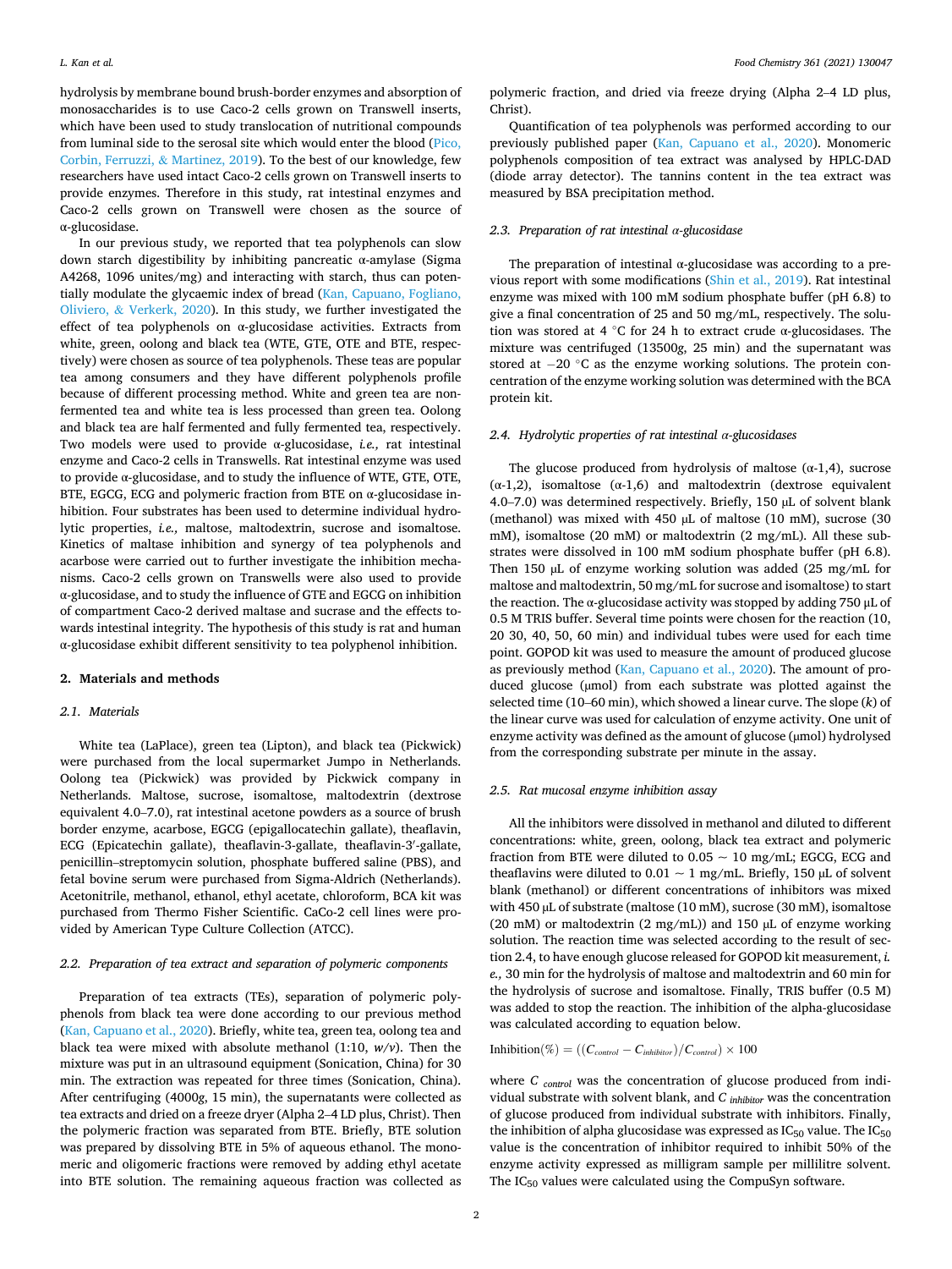hydrolysis by membrane bound brush-border enzymes and absorption of monosaccharides is to use Caco-2 cells grown on Transwell inserts, which have been used to study translocation of nutritional compounds from luminal side to the serosal site which would enter the blood (Pico, Corbin, Ferruzzi, & Martinez, 2019). To the best of our knowledge, few researchers have used intact Caco-2 cells grown on Transwell inserts to provide enzymes. Therefore in this study, rat intestinal enzymes and Caco-2 cells grown on Transwell were chosen as the source of α-glucosidase.

In our previous study, we reported that tea polyphenols can slow down starch digestibility by inhibiting pancreatic α-amylase (Sigma A4268, 1096 unites/mg) and interacting with starch, thus can potentially modulate the glycaemic index of bread (Kan, Capuano, Fogliano, Oliviero, & Verkerk, 2020). In this study, we further investigated the effect of tea polyphenols on α-glucosidase activities. Extracts from white, green, oolong and black tea (WTE, GTE, OTE and BTE, respectively) were chosen as source of tea polyphenols. These teas are popular tea among consumers and they have different polyphenols profile because of different processing method. White and green tea are non-fermented tea and white tea is less processed than green tea. Oolong and black tea are half fermented and fully fermented tea, respectively. Two models were used to provide α-glucosidase, *i.e.,* rat intestinal enzyme and Caco-2 cells in Transwells. Rat intestinal enzyme was used to provide α-glucosidase, and to study the influence of WTE, GTE, OTE, BTE, EGCG, ECG and polymeric fraction from BTE on α-glucosidase inhibition. Four substrates has been used to determine individual hydrolytic properties, *i.e.,* maltose, maltodextrin, sucrose and isomaltose. Kinetics of maltase inhibition and synergy of tea polyphenols and acarbose were carried out to further investigate the inhibition mechanisms. Caco-2 cells grown on Transwells were also used to provide α-glucosidase, and to study the influence of GTE and EGCG on inhibition of compartment Caco-2 derived maltase and sucrase and the effects towards intestinal integrity. The hypothesis of this study is rat and human α-glucosidase exhibit different sensitivity to tea polyphenol inhibition.

## 2. Materials and methods

### 2.1. Materials

White tea (LaPlace), green tea (Lipton), and black tea (Pickwick) were purchased from the local supermarket Jumpo in Netherlands. Oolong tea (Pickwick) was provided by Pickwick company in Netherlands. Maltose, sucrose, isomaltose, maltodextrin (dextrose equivalent 4.0–7.0), rat intestinal acetone powders as a source of brush border enzyme, acarbose, EGCG (epigallocatechin gallate), theaflavin, ECG (Epicatechin gallate), theaflavin-3-gallate, theaflavin-3′-gallate, penicillin–streptomycin solution, phosphate buffered saline (PBS), and fetal bovine serum were purchased from Sigma-Aldrich (Netherlands). Acetonitrile, methanol, ethanol, ethyl acetate, chloroform, BCA kit was purchased from Thermo Fisher Scientific. CaCo-2 cell lines were provided by American Type Culture Collection (ATCC).

### 2.2. Preparation of tea extract and separation of polymeric components

Preparation of tea extracts (TEs), separation of polymeric polyphenols from black tea were done according to our previous method (Kan, Capuano et al., 2020). Briefly, white tea, green tea, oolong tea and black tea were mixed with absolute methanol (1:10, *w/v*). Then the mixture was put in an ultrasound equipment (Sonication, China) for 30 min. The extraction was repeated for three times (Sonication, China). After centrifuging (4000*g*, 15 min), the supernatants were collected as tea extracts and dried on a freeze dryer (Alpha 2–4 LD plus, Christ). Then the polymeric fraction was separated from BTE. Briefly, BTE solution was prepared by dissolving BTE in 5% of aqueous ethanol. The monomeric and oligomeric fractions were removed by adding ethyl acetate into BTE solution. The remaining aqueous fraction was collected as polymeric fraction, and dried via freeze drying (Alpha 2–4 LD plus, Christ).

Quantification of tea polyphenols was performed according to our previously published paper (Kan, Capuano et al., 2020). Monomeric polyphenols composition of tea extract was analysed by HPLC-DAD (diode array detector). The tannins content in the tea extract was measured by BSA precipitation method.

### 2.3. Preparation of rat intestinal α-glucosidase

The preparation of intestinal α-glucosidase was according to a previous report with some modifications (Shin et al., 2019). Rat intestinal enzyme was mixed with 100 mM sodium phosphate buffer (pH 6.8) to give a final concentration of 25 and 50 mg/mL, respectively. The solution was stored at 4 °C for 24 h to extract crude α-glucosidases. The mixture was centrifuged (13500*g*, 25 min) and the supernatant was stored at −20 °C as the enzyme working solutions. The protein concentration of the enzyme working solution was determined with the BCA protein kit.

### 2.4. Hydrolytic properties of rat intestinal α-glucosidases

The glucose produced from hydrolysis of maltose (α-1,4), sucrose (α-1,2), isomaltose (α-1,6) and maltodextrin (dextrose equivalent 4.0–7.0) was determined respectively. Briefly, 150 μL of solvent blank (methanol) was mixed with 450 μL of maltose (10 mM), sucrose (30 mM), isomaltose (20 mM) or maltodextrin (2 mg/mL). All these substrates were dissolved in 100 mM sodium phosphate buffer (pH 6.8). Then 150 μL of enzyme working solution was added (25 mg/mL for maltose and maltodextrin, 50 mg/mL for sucrose and isomaltose) to start the reaction. The α-glucosidase activity was stopped by adding 750 μL of 0.5 M TRIS buffer. Several time points were chosen for the reaction (10, 20 30, 40, 50, 60 min) and individual tubes were used for each time point. GOPOD kit was used to measure the amount of produced glucose as previously method (Kan, Capuano et al., 2020). The amount of produced glucose (μmol) from each substrate was plotted against the selected time (10–60 min), which showed a linear curve. The slope ($k$) of the linear curve was used for calculation of enzyme activity. One unit of enzyme activity was defined as the amount of glucose (μmol) hydrolysed from the corresponding substrate per minute in the assay.

### 2.5. Rat mucosal enzyme inhibition assay

All the inhibitors were dissolved in methanol and diluted to different concentrations: white, green, oolong, black tea extract and polymeric fraction from BTE were diluted to 0.05 ~ 10 mg/mL; EGCG, ECG and theaflavins were diluted to 0.01 ~ 1 mg/mL. Briefly, 150 μL of solvent blank (methanol) or different concentrations of inhibitors was mixed with 450 μL of substrate (maltose (10 mM), sucrose (30 mM), isomaltose (20 mM) or maltodextrin (2 mg/mL)) and 150 μL of enzyme working solution. The reaction time was selected according to the result of section 2.4, to have enough glucose released for GOPOD kit measurement, *i.e.,* 30 min for the hydrolysis of maltose and maltodextrin and 60 min for the hydrolysis of sucrose and isomaltose. Finally, TRIS buffer (0.5 M) was added to stop the reaction. The inhibition of the alpha-glucosidase was calculated according to equation below.

$$\text{Inhibition}(\%) = ((C_{control} - C_{inhibitor})/C_{control}) \times 100$$

where $C_{control}$ was the concentration of glucose produced from individual substrate with solvent blank, and $C_{inhibitor}$ was the concentration of glucose produced from individual substrate with inhibitors. Finally, the inhibition of alpha glucosidase was expressed as $IC_{50}$ value. The $IC_{50}$ value is the concentration of inhibitor required to inhibit 50% of the enzyme activity expressed as milligram sample per millilitre solvent. The $IC_{50}$ values were calculated using the CompuSyn software.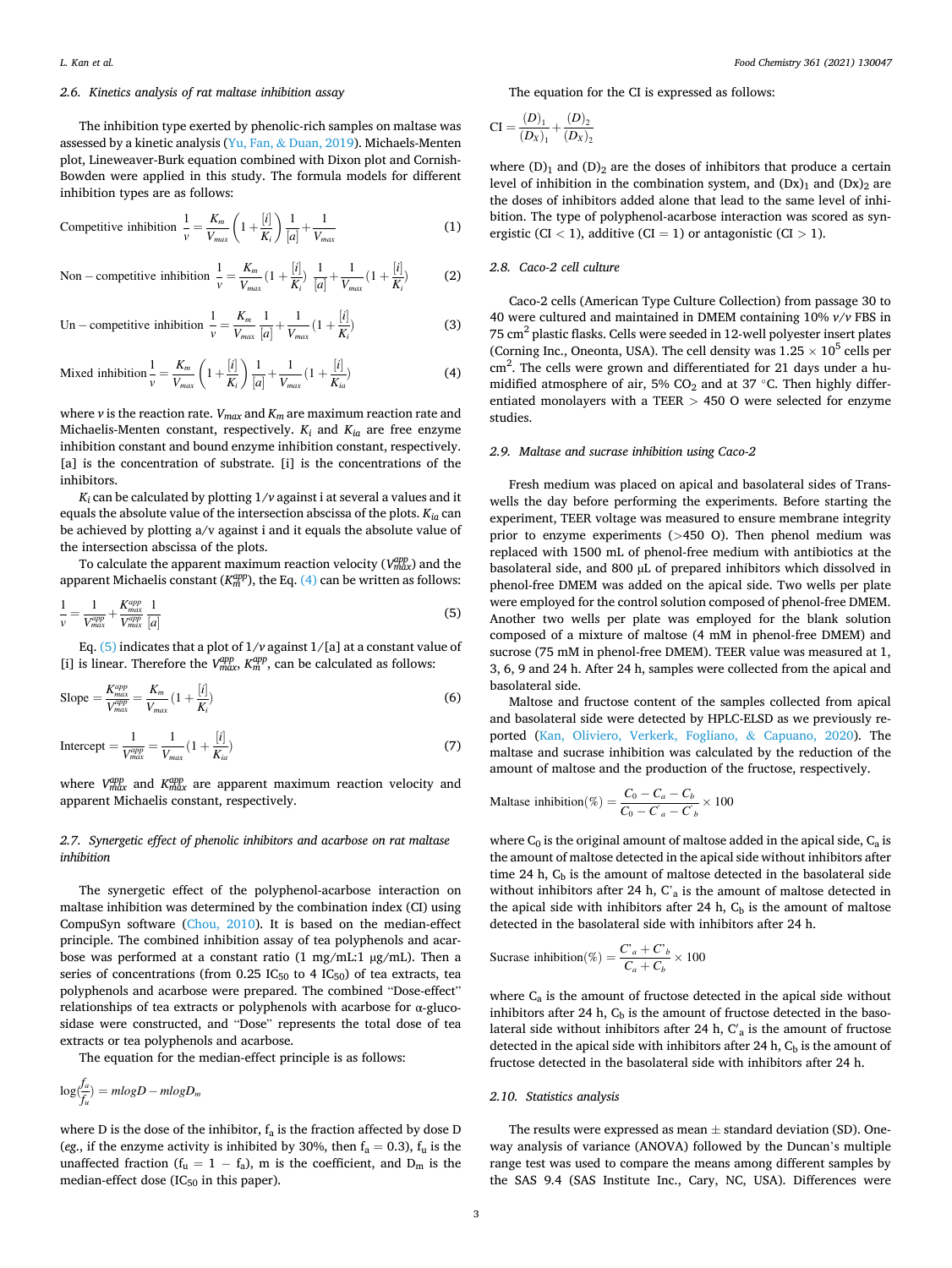### 2.6. Kinetics analysis of rat maltase inhibition assay

The inhibition type exerted by phenolic-rich samples on maltase was assessed by a kinetic analysis (Yu, Fan, & Duan, 2019). Michaels-Menten plot, Lineweaver-Burk equation combined with Dixon plot and Cornish-Bowden were applied in this study. The formula models for different inhibition types are as follows:

$$\text{Competitive inhibition} \quad \frac{1}{v} = \frac{K_m}{V_{max}}\left(1 + \frac{[i]}{K_i}\right)\frac{1}{[a]} + \frac{1}{V_{max}} \tag{1}$$

$$\text{Non-competitive inhibition} \quad \frac{1}{v} = \frac{K_m}{V_{max}}\left(1 + \frac{[i]}{K_i}\right)\frac{1}{[a]} + \frac{1}{V_{max}}\left(1 + \frac{[i]}{K_i}\right) \tag{2}$$

$$\text{Un-competitive inhibition} \quad \frac{1}{v} = \frac{K_m}{V_{max}}\frac{1}{[a]} + \frac{1}{V_{max}}\left(1 + \frac{[i]}{K_i}\right) \tag{3}$$

$$\text{Mixed inhibition} \quad \frac{1}{v} = \frac{K_m}{V_{max}}\left(1 + \frac{[i]}{K_i}\right)\frac{1}{[a]} + \frac{1}{V_{max}}\left(1 + \frac{[i]}{K_{ia}}\right) \tag{4}$$

where $v$ is the reaction rate. $V_{max}$ and $K_m$ are maximum reaction rate and Michaelis-Menten constant, respectively. $K_i$ and $K_{ia}$ are free enzyme inhibition constant and bound enzyme inhibition constant, respectively. [a] is the concentration of substrate. [i] is the concentrations of the inhibitors.

$K_i$ can be calculated by plotting $1/v$ against i at several a values and it equals the absolute value of the intersection abscissa of the plots. $K_{ia}$ can be achieved by plotting a/v against i and it equals the absolute value of the intersection abscissa of the plots.

To calculate the apparent maximum reaction velocity ($V_{max}^{app}$) and the apparent Michaelis constant ($K_m^{app}$), the Eq. (4) can be written as follows:

$$\frac{1}{v} = \frac{1}{V_{max}^{app}} + \frac{K_{max}^{app}}{V_{max}^{app}}\frac{1}{[a]} \tag{5}$$

Eq. (5) indicates that a plot of $1/v$ against $1/[a]$ at a constant value of [i] is linear. Therefore the $V_{max}^{app}$, $K_m^{app}$, can be calculated as follows:

$$\text{Slope} = \frac{K_{max}^{app}}{V_{max}^{app}} = \frac{K_m}{V_{max}}\left(1 + \frac{[i]}{K_i}\right) \tag{6}$$

$$\text{Intercept} = \frac{1}{V_{max}^{app}} = \frac{1}{V_{max}}\left(1 + \frac{[i]}{K_{ia}}\right) \tag{7}$$

where $V_{max}^{app}$ and $K_{max}^{app}$ are apparent maximum reaction velocity and apparent Michaelis constant, respectively.

### 2.7. Synergetic effect of phenolic inhibitors and acarbose on rat maltase inhibition

The synergetic effect of the polyphenol-acarbose interaction on maltase inhibition was determined by the combination index (CI) using CompuSyn software (Chou, 2010). It is based on the median-effect principle. The combined inhibition assay of tea polyphenols and acarbose was performed at a constant ratio (1 mg/mL:1 μg/mL). Then a series of concentrations (from 0.25 $IC_{50}$ to 4 $IC_{50}$) of tea extracts, tea polyphenols and acarbose were prepared. The combined "Dose-effect" relationships of tea extracts or polyphenols with acarbose for α-glucosidase were constructed, and "Dose" represents the total dose of tea extracts or tea polyphenols and acarbose.

The equation for the median-effect principle is as follows:

$$\log\left(\frac{f_a}{f_u}\right) = m\log D - m\log D_m$$

where D is the dose of the inhibitor, $f_a$ is the fraction affected by dose D (*eg.*, if the enzyme activity is inhibited by 30%, then $f_a = 0.3$), $f_u$ is the unaffected fraction ($f_u = 1 - f_a$), m is the coefficient, and $D_m$ is the median-effect dose ($IC_{50}$ in this paper).

The equation for the CI is expressed as follows:

$$\text{CI} = \frac{(D)_1}{(D_X)_1} + \frac{(D)_2}{(D_X)_2}$$

where $(D)_1$ and $(D)_2$ are the doses of inhibitors that produce a certain level of inhibition in the combination system, and $(Dx)_1$ and $(Dx)_2$ are the doses of inhibitors added alone that lead to the same level of inhibition. The type of polyphenol-acarbose interaction was scored as synergistic (CI < 1), additive (CI = 1) or antagonistic (CI > 1).

### 2.8. Caco-2 cell culture

Caco-2 cells (American Type Culture Collection) from passage 30 to 40 were cultured and maintained in DMEM containing 10% *v/v* FBS in 75 $cm^2$ plastic flasks. Cells were seeded in 12-well polyester insert plates (Corning Inc., Oneonta, USA). The cell density was $1.25 \times 10^5$ cells per $cm^2$. The cells were grown and differentiated for 21 days under a humidified atmosphere of air, 5% $CO_2$ and at 37 °C. Then highly differentiated monolayers with a TEER > 450 Ω were selected for enzyme studies.

### 2.9. Maltase and sucrase inhibition using Caco-2

Fresh medium was placed on apical and basolateral sides of Transwells the day before performing the experiments. Before starting the experiment, TEER voltage was measured to ensure membrane integrity prior to enzyme experiments (>450 Ω). Then phenol medium was replaced with 1500 mL of phenol-free medium with antibiotics at the basolateral side, and 800 μL of prepared inhibitors which dissolved in phenol-free DMEM was added on the apical side. Two wells per plate were employed for the control solution composed of phenol-free DMEM. Another two wells per plate was employed for the blank solution composed of a mixture of maltose (4 mM in phenol-free DMEM) and sucrose (75 mM in phenol-free DMEM). TEER value was measured at 1, 3, 6, 9 and 24 h. After 24 h, samples were collected from the apical and basolateral side.

Maltose and fructose content of the samples collected from apical and basolateral side were detected by HPLC-ELSD as we previously reported (Kan, Oliviero, Verkerk, Fogliano, & Capuano, 2020). The maltase and sucrase inhibition was calculated by the reduction of the amount of maltose and the production of the fructose, respectively.

$$\text{Maltase inhibition}(\%) = \frac{C_0 - C_a - C_b}{C_0 - C'_a - C'_b} \times 100$$

where $C_0$ is the original amount of maltose added in the apical side, $C_a$ is the amount of maltose detected in the apical side without inhibitors after time 24 h, $C_b$ is the amount of maltose detected in the basolateral side without inhibitors after 24 h, $C'_a$ is the amount of maltose detected in the apical side with inhibitors after 24 h, $C_b$ is the amount of maltose detected in the basolateral side with inhibitors after 24 h.

$$\text{Sucrase inhibition}(\%) = \frac{C'_a + C'_b}{C_a + C_b} \times 100$$

where $C_a$ is the amount of fructose detected in the apical side without inhibitors after 24 h, $C_b$ is the amount of fructose detected in the basolateral side without inhibitors after 24 h, $C'_a$ is the amount of fructose detected in the apical side with inhibitors after 24 h, $C_b$ is the amount of fructose detected in the basolateral side with inhibitors after 24 h.

### 2.10. Statistics analysis

The results were expressed as mean ± standard deviation (SD). One-way analysis of variance (ANOVA) followed by the Duncan's multiple range test was used to compare the means among different samples by the SAS 9.4 (SAS Institute Inc., Cary, NC, USA). Differences were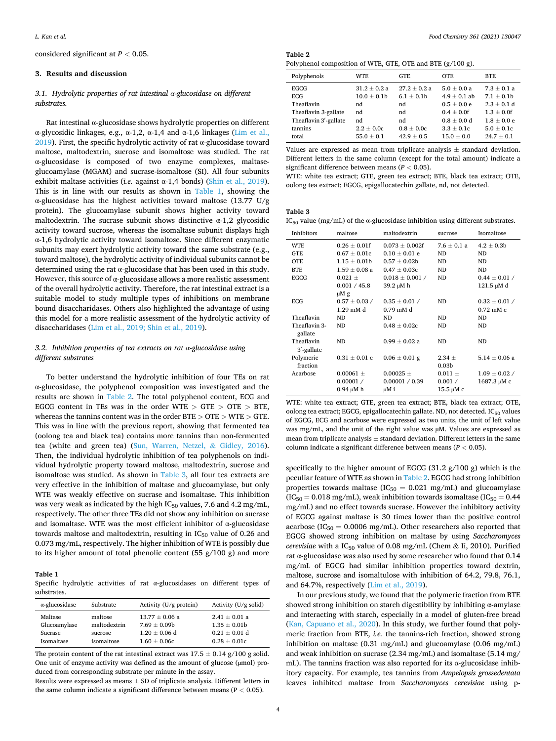considered significant at $P < 0.05$.

## 3. Results and discussion

### 3.1. Hydrolytic properties of rat intestinal α-glucosidase on different substrates.

Rat intestinal α-glucosidase shows hydrolytic properties on different α-glycosidic linkages, e.g., α-1,2, α-1,4 and α-1,6 linkages (Lim et al., 2019). First, the specific hydrolytic activity of rat α-glucosidase toward maltose, maltodextrin, sucrose and isomaltose was studied. The rat α-glucosidase is composed of two enzyme complexes, maltase-glucoamylase (MGAM) and sucrase-isomaltose (SI). All four subunits exhibit maltase activities (*i.e.* against α-1,4 bonds) (Shin et al., 2019). This is in line with our results as shown in Table 1, showing the α-glucosidase has the highest activities toward maltose (13.77 U/g protein). The glucoamylase subunit shows higher activity toward maltodextrin. The sucrase subunit shows distinctive α-1,2 glycosidic activity toward sucrose, whereas the isomaltase subunit displays high α-1,6 hydrolytic activity toward isomaltose. Since different enzymatic subunits may exert hydrolytic activity toward the same substrate (e.g., toward maltose), the hydrolytic activity of individual subunits cannot be determined using the rat α-glucosidase that has been used in this study. However, this source of α-glucosidase allows a more realistic assessment of the overall hydrolytic activity. Therefore, the rat intestinal extract is a suitable model to study multiple types of inhibitions on membrane bound disaccharidases. Others also highlighted the advantage of using this model for a more realistic assessment of the hydrolytic activity of disaccharidases (Lim et al., 2019; Shin et al., 2019).

### 3.2. Inhibition properties of tea extracts on rat α-glucosidase using different substrates

To better understand the hydrolytic inhibition of four TEs on rat α-glucosidase, the polyphenol composition was investigated and the results are shown in Table 2. The total polyphenol content, ECG and EGCG content in TEs was in the order WTE > GTE > OTE > BTE, whereas the tannins content was in the order BTE > OTE > WTE > GTE. This was in line with the previous report, showing that fermented tea (oolong tea and black tea) contains more tannins than non-fermented tea (white and green tea) (Sun, Warren, Netzel, & Gidley, 2016). Then, the individual hydrolytic inhibition of tea polyphenols on individual hydrolytic property toward maltose, maltodextrin, sucrose and isomaltose was studied. As shown in Table 3, all four tea extracts are very effective in the inhibition of maltase and glucoamylase, but only WTE was weakly effective on sucrase and isomaltase. This inhibition was very weak as indicated by the high $IC_{50}$ values, 7.6 and 4.2 mg/mL, respectively. The other three TEs did not show any inhibition on sucrase and isomaltase. WTE was the most efficient inhibitor of α-glucosidase towards maltose and maltodextrin, resulting in $IC_{50}$ value of 0.26 and 0.073 mg/mL, respectively. The higher inhibition of WTE is possibly due to its higher amount of total phenolic content (55 g/100 g) and more specifically to the higher amount of EGCG (31.2 g/100 g) which is the peculiar feature of WTE as shown in Table 2. EGCG had strong inhibition properties towards maltase ($IC_{50}$ = 0.021 mg/mL) and glucoamylase ($IC_{50}$ = 0.018 mg/mL), weak inhibition towards isomaltase ($IC_{50}$ = 0.44 mg/mL) and no effect towards sucrase. However the inhibitory activity of EGCG against maltase is 30 times lower than the positive control acarbose ($IC_{50}$ = 0.0006 mg/mL). Other researchers also reported that EGCG showed strong inhibition on maltase by using *Saccharomyces cerevisiae* with a $IC_{50}$ value of 0.08 mg/mL (Chem & Ii, 2010). Purified rat α-glucosidase was also used by some researcher who found that 0.14 mg/mL of EGCG had similar inhibition properties toward dextrin, maltose, sucrose and isomaltulose with inhibition of 64.2, 79.8, 76.1, and 64.7%, respectively (Lim et al., 2019).

In our previous study, we found that the polymeric fraction from BTE showed strong inhibition on starch digestibility by inhibiting α-amylase and interacting with starch, especially in a model of gluten-free bread (Kan, Capuano et al., 2020). In this study, we further found that polymeric fraction from BTE, *i.e.* the tannins-rich fraction, showed strong inhibition on maltase (0.31 mg/mL) and glucoamylase (0.06 mg/mL) and weak inhibition on sucrase (2.34 mg/mL) and isomaltase (5.14 mg/mL). The tannins fraction was also reported for its α-glucosidase inhibitory capacity. For example, tea tannins from *Ampelopsis grossedentata* leaves inhibited maltase from *Saccharomyces cerevisiae* using p-

**Table 1**
Specific hydrolytic activities of rat α-glucosidases on different types of substrates.

| α-glucosidase | Substrate | Activity (U/g protein) | Activity (U/g solid) |
|---|---|---|---|
| Maltase | maltose | 13.77 ± 0.06 a | 2.41 ± 0.01 a |
| Glucoamylase | maltodextrin | 7.69 ± 0.09b | 1.35 ± 0.01b |
| Sucrase | sucrose | 1.20 ± 0.06 d | 0.21 ± 0.01 d |
| Isomaltase | isomaltose | 1.60 ± 0.06c | 0.28 ± 0.01c |

The protein content of the rat intestinal extract was 17.5 ± 0.14 g/100 g solid. One unit of enzyme activity was defined as the amount of glucose (μmol) produced from corresponding substrate per minute in the assay.
Results were expressed as means ± SD of triplicate analysis. Different letters in the same column indicate a significant difference between means (P < 0.05).

**Table 2**
Polyphenol composition of WTE, GTE, OTE and BTE (g/100 g).

| Polyphenols | WTE | GTE | OTE | BTE |
|---|---|---|---|---|
| EGCG | 31.2 ± 0.2 a | 27.2 ± 0.2 a | 5.0 ± 0.0 a | 7.3 ± 0.1 a |
| ECG | 10.0 ± 0.1b | 6.1 ± 0.1b | 4.9 ± 0.1 ab | 7.1 ± 0.1b |
| Theaflavin | nd | nd | 0.5 ± 0.0 e | 2.3 ± 0.1 d |
| Theaflavin 3-gallate | nd | nd | 0.4 ± 0.0f | 1.3 ± 0.0f |
| Theaflavin 3′-gallate | nd | nd | 0.8 ± 0.0 d | 1.8 ± 0.0 e |
| tannins | 2.2 ± 0.0c | 0.8 ± 0.0c | 3.3 ± 0.1c | 5.0 ± 0.1c |
| total | 55.0 ± 0.1 | 42.9 ± 0.5 | 15.0 ± 0.0 | 24.7 ± 0.1 |

Values are expressed as mean from triplicate analysis ± standard deviation. Different letters in the same column (except for the total amount) indicate a significant difference between means (P < 0.05).
WTE: white tea extract; GTE, green tea extract; BTE, black tea extract; OTE, oolong tea extract; EGCG, epigallocatechin gallate, nd, not detected.

**Table 3**
$IC_{50}$ value (mg/mL) of the α-glucosidase inhibition using different substrates.

| Inhibitors | maltose | maltodextrin | sucrose | Isomaltose |
|---|---|---|---|---|
| WTE | 0.26 ± 0.01f | 0.073 ± 0.002f | 7.6 ± 0.1 a | 4.2 ± 0.3b |
| GTE | 0.67 ± 0.01c | 0.10 ± 0.01 e | ND | ND |
| OTE | 1.15 ± 0.01b | 0.57 ± 0.02b | ND | ND |
| BTE | 1.59 ± 0.08 a | 0.47 ± 0.03c | ND | ND |
| EGCG | 0.021 ± 0.001 / 45.8 μM g | 0.018 ± 0.001 / 39.2 μM h | ND | 0.44 ± 0.01 / 121.5 μM d |
| ECG | 0.57 ± 0.03 / 1.29 mM d | 0.35 ± 0.01 / 0.79 mM d | ND | 0.32 ± 0.01 / 0.72 mM e |
| Theaflavin | ND | ND | ND | ND |
| Theaflavin 3-gallate | ND | 0.48 ± 0.02c | ND | ND |
| Theaflavin 3′-gallate | ND | 0.99 ± 0.02 a | ND | ND |
| Polymeric fraction | 0.31 ± 0.01 e | 0.06 ± 0.01 g | 2.34 ± 0.03b | 5.14 ± 0.06 a |
| Acarbose | 0.00061 ± 0.00001 / 0.94 μM h | 0.00025 ± 0.00001 / 0.39 μM i | 0.011 ± 0.001 / 15.5 μM c | 1.09 ± 0.02 / 1687.3 μM c |

WTE: white tea extract; GTE, green tea extract; BTE, black tea extract; OTE, oolong tea extract; EGCG, epigallocatechin gallate. ND, not detected. $IC_{50}$ values of EGCG, ECG and acarbose were expressed as two units, the unit of left value was mg/mL, and the unit of the right value was μM. Values are expressed as mean from triplicate analysis ± standard deviation. Different letters in the same column indicate a significant difference between means (P < 0.05).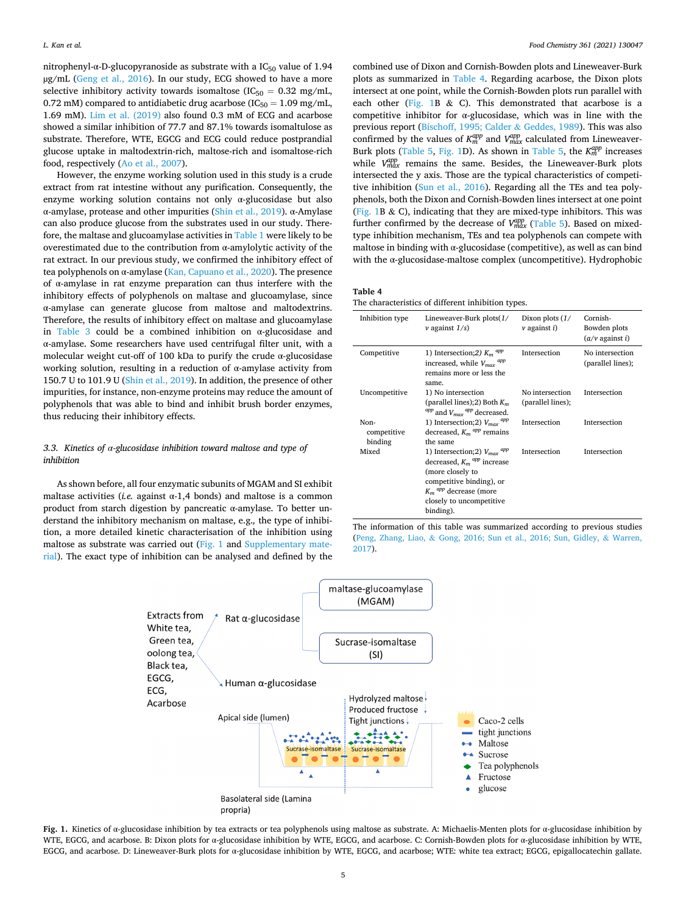nitrophenyl-α-D-glucopyranoside as substrate with a $IC_{50}$ value of 1.94 μg/mL (Geng et al., 2016). In our study, ECG showed to have a more selective inhibitory activity towards isomaltose ($IC_{50}$ = 0.32 mg/mL, 0.72 mM) compared to antidiabetic drug acarbose ($IC_{50}$ = 1.09 mg/mL, 1.69 mM). Lim et al. (2019) also found 0.3 mM of ECG and acarbose showed a similar inhibition of 77.7 and 87.1% towards isomaltulose as substrate. Therefore, WTE, EGCG and ECG could reduce postprandial glucose uptake in maltodextrin-rich, maltose-rich and isomaltose-rich food, respectively (Ao et al., 2007).

However, the enzyme working solution used in this study is a crude extract from rat intestine without any purification. Consequently, the enzyme working solution contains not only α-glucosidase but also α-amylase, protease and other impurities (Shin et al., 2019). α-Amylase can also produce glucose from the substrates used in our study. Therefore, the maltase and glucoamylase activities in Table 1 were likely to be overestimated due to the contribution from α-amylolytic activity of the rat extract. In our previous study, we confirmed the inhibitory effect of tea polyphenols on α-amylase (Kan, Capuano et al., 2020). The presence of α-amylase in rat enzyme preparation can thus interfere with the inhibitory effects of polyphenols on maltase and glucoamylase, since α-amylase can generate glucose from maltose and maltodextrins. Therefore, the results of inhibitory effect on maltase and glucoamylase in Table 3 could be a combined inhibition on α-glucosidase and α-amylase. Some researchers have used centrifugal filter unit, with a molecular weight cut-off of 100 kDa to purify the crude α-glucosidase working solution, resulting in a reduction of α-amylase activity from 150.7 U to 101.9 U (Shin et al., 2019). In addition, the presence of other impurities, for instance, non-enzyme proteins may reduce the amount of polyphenols that was able to bind and inhibit brush border enzymes, thus reducing their inhibitory effects.

### 3.3. *Kinetics of α-glucosidase inhibition toward maltose and type of inhibition*

As shown before, all four enzymatic subunits of MGAM and SI exhibit maltase activities (*i.e.* against α-1,4 bonds) and maltose is a common product from starch digestion by pancreatic α-amylase. To better understand the inhibitory mechanism on maltase, e.g., the type of inhibition, a more detailed kinetic characterisation of the inhibition using maltose as substrate was carried out (Fig. 1 and Supplementary material). The exact type of inhibition can be analysed and defined by the combined use of Dixon and Cornish-Bowden plots and Lineweaver-Burk plots as summarized in Table 4. Regarding acarbose, the Dixon plots intersect at one point, while the Cornish-Bowden plots run parallel with each other (Fig. 1B & C). This demonstrated that acarbose is a competitive inhibitor for α-glucosidase, which was in line with the previous report (Bischoff, 1995; Calder & Geddes, 1989). This was also confirmed by the values of $K_m^{app}$ and $V_{max}^{app}$ calculated from Lineweaver-Burk plots (Table 5, Fig. 1D). As shown in Table 5, the $K_m^{app}$ increases while $V_{max}^{app}$ remains the same. Besides, the Lineweaver-Burk plots intersected the y axis. Those are the typical characteristics of competitive inhibition (Sun et al., 2016). Regarding all the TEs and tea polyphenols, both the Dixon and Cornish-Bowden lines intersect at one point (Fig. 1B & C), indicating that they are mixed-type inhibitors. This was further confirmed by the decrease of $V_{max}^{app}$ (Table 5). Based on mixed-type inhibition mechanism, TEs and tea polyphenols can compete with maltose in binding with α-glucosidase (competitive), as well as can bind with the α-glucosidase-maltose complex (uncompetitive). Hydrophobic

**Table 4**
The characteristics of different inhibition types.

| Inhibition type | Lineweaver-Burk plots(1/v against 1/s) | Dixon plots (1/v against i) | Cornish-Bowden plots (a/v against i) |
|---|---|---|---|
| Competitive | 1) Intersection;2) $K_m$ $^{app}$ increased, while $V_{max}$ $^{app}$ remains more or less the same. | Intersection | No intersection (parallel lines); |
| Uncompetitive | 1) No intersection (parallel lines);2) Both $K_m$ $^{app}$ and $V_{max}$ $^{app}$ decreased. | No intersection (parallel lines); | Intersection |
| Non-competitive binding | 1) Intersection;2) $V_{max}$ $^{app}$ decreased, $K_m$ $^{app}$ remains the same | Intersection | Intersection |
| Mixed | 1) Intersection;2) $V_{max}$ $^{app}$ decreased, $K_m$ $^{app}$ increase (more closely to competitive binding), or $K_m$ $^{app}$ decrease (more closely to uncompetitive binding). | Intersection | Intersection |

The information of this table was summarized according to previous studies (Peng, Zhang, Liao, & Gong, 2016; Sun et al., 2016; Sun, Gidley, & Warren, 2017).

**Fig. 1.** Kinetics of α-glucosidase inhibition by tea extracts or tea polyphenols using maltose as substrate. A: Michaelis-Menten plots for α-glucosidase inhibition by WTE, EGCG, and acarbose. B: Dixon plots for α-glucosidase inhibition by WTE, EGCG, and acarbose. C: Cornish-Bowden plots for α-glucosidase inhibition by WTE, EGCG, and acarbose. D: Lineweaver-Burk plots for α-glucosidase inhibition by WTE, EGCG, and acarbose; WTE: white tea extract; EGCG, epigallocatechin gallate.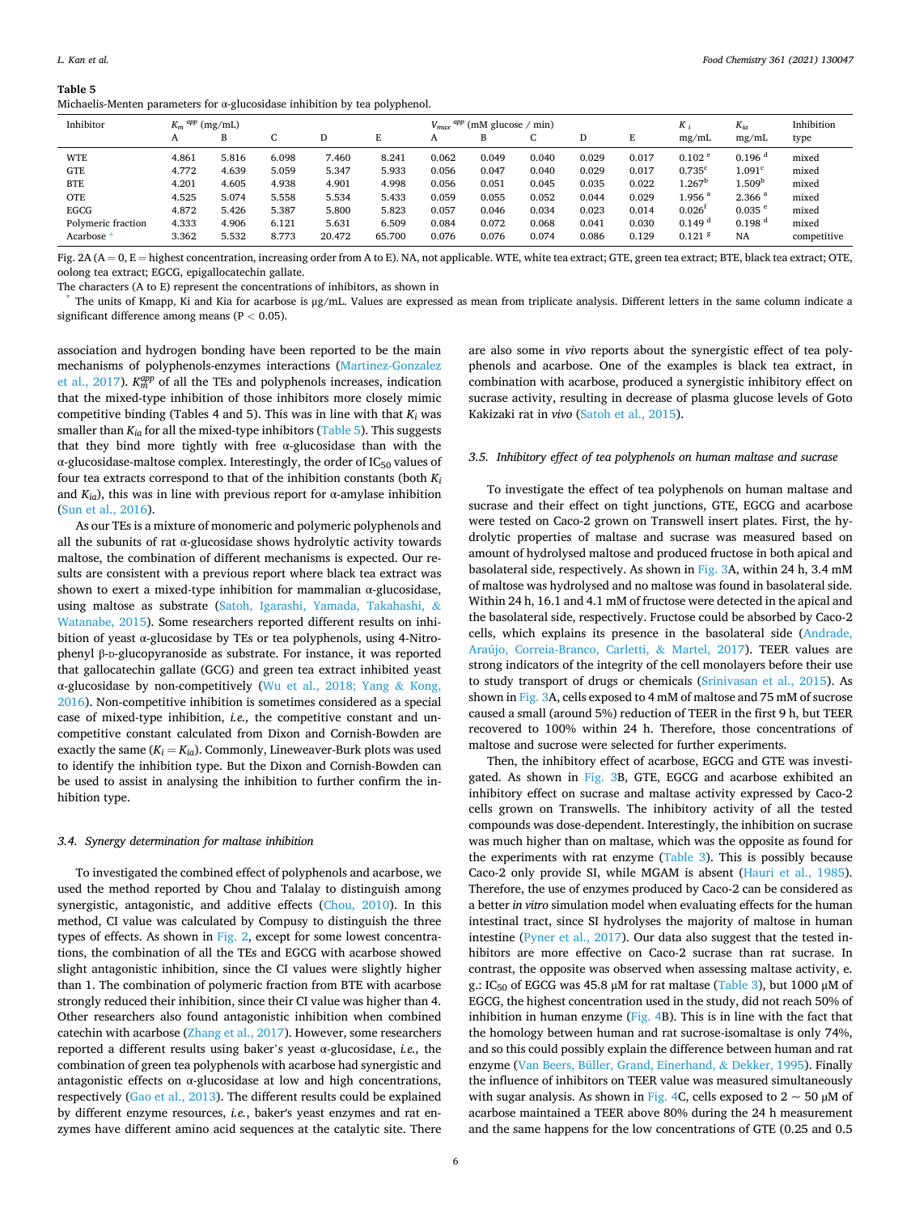**Table 5**
Michaelis-Menten parameters for α-glucosidase inhibition by tea polyphenol.

| Inhibitor | $K_m$ $^{app}$ (mg/mL) | | | | | $V_{max}$ $^{app}$ (mM glucose / min) | | | | | $K_i$ | $K_{ia}$ | Inhibition |
|---|---|---|---|---|---|---|---|---|---|---|---|---|---|
| | A | B | C | D | E | A | B | C | D | E | mg/mL | mg/mL | type |
| WTE | 4.861 | 5.816 | 6.098 | 7.460 | 8.241 | 0.062 | 0.049 | 0.040 | 0.029 | 0.017 | 0.102 [e] | 0.196 [d] | mixed |
| GTE | 4.772 | 4.639 | 5.059 | 5.347 | 5.933 | 0.056 | 0.047 | 0.040 | 0.029 | 0.017 | 0.735[c] | 1.091[c] | mixed |
| BTE | 4.201 | 4.605 | 4.938 | 4.901 | 4.998 | 0.056 | 0.051 | 0.045 | 0.035 | 0.022 | 1.267[b] | 1.509[b] | mixed |
| OTE | 4.525 | 5.074 | 5.558 | 5.534 | 5.433 | 0.059 | 0.055 | 0.052 | 0.044 | 0.029 | 1.956 [a] | 2.366 [a] | mixed |
| EGCG | 4.872 | 5.426 | 5.387 | 5.800 | 5.823 | 0.057 | 0.046 | 0.034 | 0.023 | 0.014 | 0.026[f] | 0.035 [e] | mixed |
| Polymeric fraction | 4.333 | 4.906 | 6.121 | 5.631 | 6.509 | 0.084 | 0.072 | 0.068 | 0.041 | 0.030 | 0.149 [d] | 0.198 [d] | mixed |
| Acarbose * | 3.362 | 5.532 | 8.773 | 20.472 | 65.700 | 0.076 | 0.076 | 0.074 | 0.086 | 0.129 | 0.121 [g] | NA | competitive |

The characters (A to E) represent the concentrations of inhibitors, as shown in Fig. 2A (A = 0, E = highest concentration, increasing order from A to E). NA, not applicable. WTE, white tea extract; GTE, green tea extract; BTE, black tea extract; OTE, oolong tea extract; EGCG, epigallocatechin gallate.

\* The units of Kmapp, Ki and Kia for acarbose is μg/mL. Values are expressed as mean from triplicate analysis. Different letters in the same column indicate a significant difference among means ($P < 0.05$).

association and hydrogen bonding have been reported to be the main mechanisms of polyphenols-enzymes interactions (Martinez-Gonzalez et al., 2017). $K_m^{app}$ of all the TEs and polyphenols increases, indication that the mixed-type inhibition of those inhibitors more closely mimic competitive binding (Tables 4 and 5). This was in line with that $K_i$ was smaller than $K_{ia}$ for all the mixed-type inhibitors (Table 5). This suggests that they bind more tightly with free α-glucosidase than with the α-glucosidase-maltose complex. Interestingly, the order of $IC_{50}$ values of four tea extracts correspond to that of the inhibition constants (both $K_i$ and $K_{ia}$), this was in line with previous report for α-amylase inhibition (Sun et al., 2016).

As our TEs is a mixture of monomeric and polymeric polyphenols and all the subunits of rat α-glucosidase shows hydrolytic activity towards maltose, the combination of different mechanisms is expected. Our results are consistent with a previous report where black tea extract was shown to exert a mixed-type inhibition for mammalian α-glucosidase, using maltose as substrate (Satoh, Igarashi, Yamada, Takahashi, & Watanabe, 2015). Some researchers reported different results on inhibition of yeast α-glucosidase by TEs or tea polyphenols, using 4-Nitrophenyl β-D-glucopyranoside as substrate. For instance, it was reported that gallocatechin gallate (GCG) and green tea extract inhibited yeast α-glucosidase by non-competitively (Wu et al., 2018; Yang & Kong, 2016). Non-competitive inhibition is sometimes considered as a special case of mixed-type inhibition, *i.e.,* the competitive constant and uncompetitive constant calculated from Dixon and Cornish-Bowden are exactly the same ($K_i = K_{ia}$). Commonly, Lineweaver-Burk plots was used to identify the inhibition type. But the Dixon and Cornish-Bowden can be used to assist in analysing the inhibition to further confirm the inhibition type.

### 3.4. Synergy determination for maltase inhibition

To investigated the combined effect of polyphenols and acarbose, we used the method reported by Chou and Talalay to distinguish among synergistic, antagonistic, and additive effects (Chou, 2010). In this method, CI value was calculated by Compusy to distinguish the three types of effects. As shown in Fig. 2, except for some lowest concentrations, the combination of all the TEs and EGCG with acarbose showed slight antagonistic inhibition, since the CI values were slightly higher than 1. The combination of polymeric fraction from BTE with acarbose strongly reduced their inhibition, since their CI value was higher than 4. Other researchers also found antagonistic inhibition when combined catechin with acarbose (Zhang et al., 2017). However, some researchers reported a different results using baker's yeast α-glucosidase, *i.e.,* the combination of green tea polyphenols with acarbose had synergistic and antagonistic effects on α-glucosidase at low and high concentrations, respectively (Gao et al., 2013). The different results could be explained by different enzyme resources, *i.e.,* baker's yeast enzymes and rat enzymes have different amino acid sequences at the catalytic site. There are also some in *vivo* reports about the synergistic effect of tea polyphenols and acarbose. One of the examples is black tea extract, in combination with acarbose, produced a synergistic inhibitory effect on sucrase activity, resulting in decrease of plasma glucose levels of Goto Kakizaki rat in *vivo* (Satoh et al., 2015).

### 3.5. Inhibitory effect of tea polyphenols on human maltase and sucrase

To investigate the effect of tea polyphenols on human maltase and sucrase and their effect on tight junctions, GTE, EGCG and acarbose were tested on Caco-2 grown on Transwell insert plates. First, the hydrolytic properties of maltase and sucrase was measured based on amount of hydrolysed maltose and produced fructose in both apical and basolateral side, respectively. As shown in Fig. 3A, within 24 h, 3.4 mM of maltose was hydrolysed and no maltose was found in basolateral side. Within 24 h, 16.1 and 4.1 mM of fructose were detected in the apical and the basolateral side, respectively. Fructose could be absorbed by Caco-2 cells, which explains its presence in the basolateral side (Andrade, Araújo, Correia-Branco, Carletti, & Martel, 2017). TEER values are strong indicators of the integrity of the cell monolayers before their use to study transport of drugs or chemicals (Srinivasan et al., 2015). As shown in Fig. 3A, cells exposed to 4 mM of maltose and 75 mM of sucrose caused a small (around 5%) reduction of TEER in the first 9 h, but TEER recovered to 100% within 24 h. Therefore, those concentrations of maltose and sucrose were selected for further experiments.

Then, the inhibitory effect of acarbose, EGCG and GTE was investigated. As shown in Fig. 3B, GTE, EGCG and acarbose exhibited an inhibitory effect on sucrase and maltase activity expressed by Caco-2 cells grown on Transwells. The inhibitory activity of all the tested compounds was dose-dependent. Interestingly, the inhibition on sucrase was much higher than on maltase, which was the opposite as found for the experiments with rat enzyme (Table 3). This is possibly because Caco-2 only provide SI, while MGAM is absent (Hauri et al., 1985). Therefore, the use of enzymes produced by Caco-2 can be considered as a better *in vitro* simulation model when evaluating effects for the human intestinal tract, since SI hydrolyses the majority of maltose in human intestine (Pyner et al., 2017). Our data also suggest that the tested inhibitors are more effective on Caco-2 sucrase than rat sucrase. In contrast, the opposite was observed when assessing maltase activity, e.g.: $IC_{50}$ of EGCG was 45.8 μM for rat maltase (Table 3), but 1000 μM of EGCG, the highest concentration used in the study, did not reach 50% of inhibition in human enzyme (Fig. 4B). This is in line with the fact that the homology between human and rat sucrose-isomaltase is only 74%, and so this could possibly explain the difference between human and rat enzyme (Van Beers, Büller, Grand, Einerhand, & Dekker, 1995). Finally the influence of inhibitors on TEER value was measured simultaneously with sugar analysis. As shown in Fig. 4C, cells exposed to 2 ∼ 50 μM of acarbose maintained a TEER above 80% during the 24 h measurement and the same happens for the low concentrations of GTE (0.25 and 0.5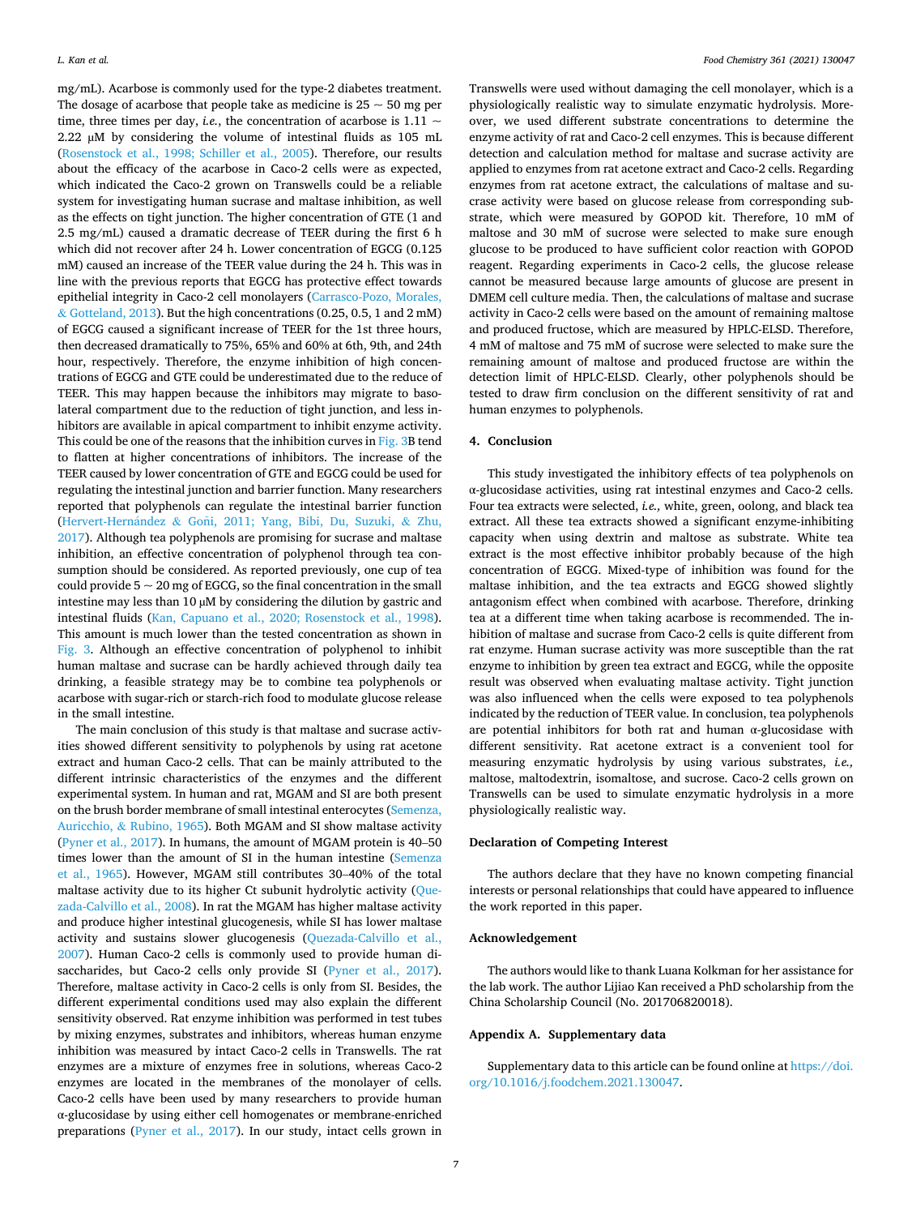mg/mL). Acarbose is commonly used for the type-2 diabetes treatment. The dosage of acarbose that people take as medicine is 25 ~ 50 mg per time, three times per day, *i.e.*, the concentration of acarbose is 1.11 ~ 2.22 μM by considering the volume of intestinal fluids as 105 mL (Rosenstock et al., 1998; Schiller et al., 2005). Therefore, our results about the efficacy of the acarbose in Caco-2 cells were as expected, which indicated the Caco-2 grown on Transwells could be a reliable system for investigating human sucrase and maltase inhibition, as well as the effects on tight junction. The higher concentration of GTE (1 and 2.5 mg/mL) caused a dramatic decrease of TEER during the first 6 h which did not recover after 24 h. Lower concentration of EGCG (0.125 mM) caused an increase of the TEER value during the 24 h. This was in line with the previous reports that EGCG has protective effect towards epithelial integrity in Caco-2 cell monolayers (Carrasco-Pozo, Morales, & Gotteland, 2013). But the high concentrations (0.25, 0.5, 1 and 2 mM) of EGCG caused a significant increase of TEER for the 1st three hours, then decreased dramatically to 75%, 65% and 60% at 6th, 9th, and 24th hour, respectively. Therefore, the enzyme inhibition of high concentrations of EGCG and GTE could be underestimated due to the reduce of TEER. This may happen because the inhibitors may migrate to basolateral compartment due to the reduction of tight junction, and less inhibitors are available in apical compartment to inhibit enzyme activity. This could be one of the reasons that the inhibition curves in Fig. 3B tend to flatten at higher concentrations of inhibitors. The increase of the TEER caused by lower concentration of GTE and EGCG could be used for regulating the intestinal junction and barrier function. Many researchers reported that polyphenols can regulate the intestinal barrier function (Hervert-Hernández & Goñi, 2011; Yang, Bibi, Du, Suzuki, & Zhu, 2017). Although tea polyphenols are promising for sucrase and maltase inhibition, an effective concentration of polyphenol through tea consumption should be considered. As reported previously, one cup of tea could provide 5 ~ 20 mg of EGCG, so the final concentration in the small intestine may less than 10 μM by considering the dilution by gastric and intestinal fluids (Kan, Capuano et al., 2020; Rosenstock et al., 1998). This amount is much lower than the tested concentration as shown in Fig. 3. Although an effective concentration of polyphenol to inhibit human maltase and sucrase can be hardly achieved through daily tea drinking, a feasible strategy may be to combine tea polyphenols or acarbose with sugar-rich or starch-rich food to modulate glucose release in the small intestine.

The main conclusion of this study is that maltase and sucrase activities showed different sensitivity to polyphenols by using rat acetone extract and human Caco-2 cells. That can be mainly attributed to the different intrinsic characteristics of the enzymes and the different experimental system. In human and rat, MGAM and SI are both present on the brush border membrane of small intestinal enterocytes (Semenza, Auricchio, & Rubino, 1965). Both MGAM and SI show maltase activity (Pyner et al., 2017). In humans, the amount of MGAM protein is 40–50 times lower than the amount of SI in the human intestine (Semenza et al., 1965). However, MGAM still contributes 30–40% of the total maltase activity due to its higher Ct subunit hydrolytic activity (Quezada-Calvillo et al., 2008). In rat the MGAM has higher maltase activity and produce higher intestinal glucogenesis, while SI has lower maltase activity and sustains slower glucogenesis (Quezada-Calvillo et al., 2007). Human Caco-2 cells is commonly used to provide human disaccharides, but Caco-2 cells only provide SI (Pyner et al., 2017). Therefore, maltase activity in Caco-2 cells is only from SI. Besides, the different experimental conditions used may also explain the different sensitivity observed. Rat enzyme inhibition was performed in test tubes by mixing enzymes, substrates and inhibitors, whereas human enzyme inhibition was measured by intact Caco-2 cells in Transwells. The rat enzymes are a mixture of enzymes free in solutions, whereas Caco-2 enzymes are located in the membranes of the monolayer of cells. Caco-2 cells have been used by many researchers to provide human α-glucosidase by using either cell homogenates or membrane-enriched preparations (Pyner et al., 2017). In our study, intact cells grown in Transwells were used without damaging the cell monolayer, which is a physiologically realistic way to simulate enzymatic hydrolysis. Moreover, we used different substrate concentrations to determine the enzyme activity of rat and Caco-2 cell enzymes. This is because different detection and calculation method for maltase and sucrase activity are applied to enzymes from rat acetone extract and Caco-2 cells. Regarding enzymes from rat acetone extract, the calculations of maltase and sucrase activity were based on glucose release from corresponding substrate, which were measured by GOPOD kit. Therefore, 10 mM of maltose and 30 mM of sucrose were selected to make sure enough glucose to be produced to have sufficient color reaction with GOPOD reagent. Regarding experiments in Caco-2 cells, the glucose release cannot be measured because large amounts of glucose are present in DMEM cell culture media. Then, the calculations of maltase and sucrase activity in Caco-2 cells were based on the amount of remaining maltose and produced fructose, which are measured by HPLC-ELSD. Therefore, 4 mM of maltose and 75 mM of sucrose were selected to make sure the remaining amount of maltose and produced fructose are within the detection limit of HPLC-ELSD. Clearly, other polyphenols should be tested to draw firm conclusion on the different sensitivity of rat and human enzymes to polyphenols.

## 4. Conclusion

This study investigated the inhibitory effects of tea polyphenols on α-glucosidase activities, using rat intestinal enzymes and Caco-2 cells. Four tea extracts were selected, *i.e.,* white, green, oolong, and black tea extract. All these tea extracts showed a significant enzyme-inhibiting capacity when using dextrin and maltose as substrate. White tea extract is the most effective inhibitor probably because of the high concentration of EGCG. Mixed-type of inhibition was found for the maltase inhibition, and the tea extracts and EGCG showed slightly antagonism effect when combined with acarbose. Therefore, drinking tea at a different time when taking acarbose is recommended. The inhibition of maltase and sucrase from Caco-2 cells is quite different from rat enzyme. Human sucrase activity was more susceptible than the rat enzyme to inhibition by green tea extract and EGCG, while the opposite result was observed when evaluating maltase activity. Tight junction was also influenced when the cells were exposed to tea polyphenols indicated by the reduction of TEER value. In conclusion, tea polyphenols are potential inhibitors for both rat and human α-glucosidase with different sensitivity. Rat acetone extract is a convenient tool for measuring enzymatic hydrolysis by using various substrates, *i.e.,* maltose, maltodextrin, isomaltose, and sucrose. Caco-2 cells grown on Transwells can be used to simulate enzymatic hydrolysis in a more physiologically realistic way.

## Declaration of Competing Interest

The authors declare that they have no known competing financial interests or personal relationships that could have appeared to influence the work reported in this paper.

## Acknowledgement

The authors would like to thank Luana Kolkman for her assistance for the lab work. The author Lijiao Kan received a PhD scholarship from the China Scholarship Council (No. 201706820018).

## Appendix A. Supplementary data

Supplementary data to this article can be found online at https://doi.org/10.1016/j.foodchem.2021.130047.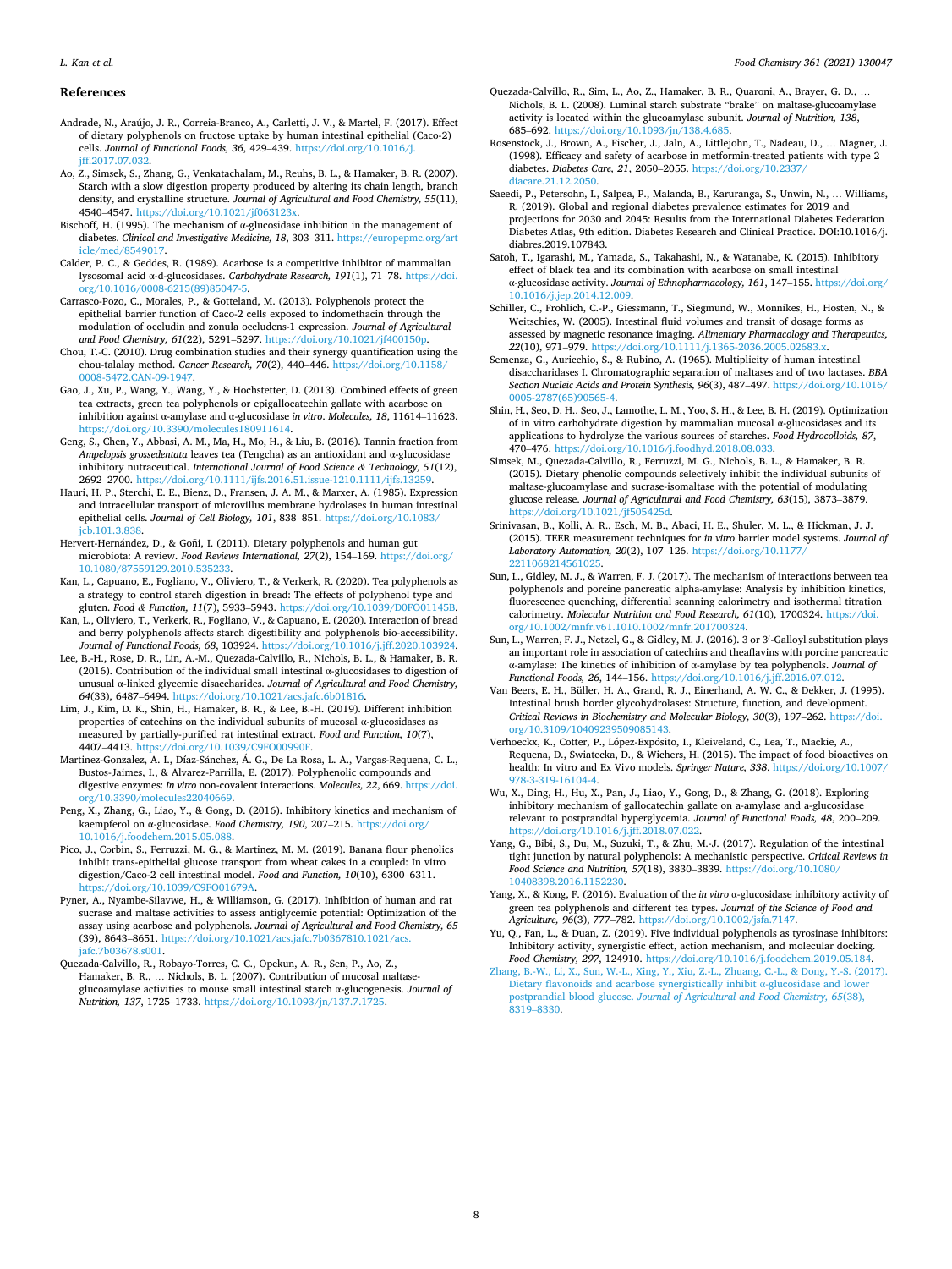## References

Andrade, N., Araújo, J. R., Correia-Branco, A., Carletti, J. V., & Martel, F. (2017). Effect of dietary polyphenols on fructose uptake by human intestinal epithelial (Caco-2) cells. *Journal of Functional Foods, 36*, 429–439. https://doi.org/10.1016/j.jff.2017.07.032.

Ao, Z., Simsek, S., Zhang, G., Venkatachalam, M., Reuhs, B. L., & Hamaker, B. R. (2007). Starch with a slow digestion property produced by altering its chain length, branch density, and crystalline structure. *Journal of Agricultural and Food Chemistry, 55*(11), 4540–4547. https://doi.org/10.1021/jf063123x.

Bischoff, H. (1995). The mechanism of α-glucosidase inhibition in the management of diabetes. *Clinical and Investigative Medicine, 18*, 303–311. https://europepmc.org/article/med/8549017.

Calder, P. C., & Geddes, R. (1989). Acarbose is a competitive inhibitor of mammalian lysosomal acid α-d-glucosidases. *Carbohydrate Research, 191*(1), 71–78. https://doi.org/10.1016/0008-6215(89)85047-5.

Carrasco-Pozo, C., Morales, P., & Gotteland, M. (2013). Polyphenols protect the epithelial barrier function of Caco-2 cells exposed to indomethacin through the modulation of occludin and zonula occludens-1 expression. *Journal of Agricultural and Food Chemistry, 61*(22), 5291–5297. https://doi.org/10.1021/jf400150p.

Chou, T.-C. (2010). Drug combination studies and their synergy quantification using the chou-talalay method. *Cancer Research, 70*(2), 440–446. https://doi.org/10.1158/0008-5472.CAN-09-1947.

Gao, J., Xu, P., Wang, Y., Wang, Y., & Hochstetter, D. (2013). Combined effects of green tea extracts, green tea polyphenols or epigallocatechin gallate with acarbose on inhibition against α-amylase and α-glucosidase *in vitro*. *Molecules, 18*, 11614–11623. https://doi.org/10.3390/molecules180911614.

Geng, S., Chen, Y., Abbasi, A. M., Ma, H., Mo, H., & Liu, B. (2016). Tannin fraction from *Ampelopsis grossedentata* leaves tea (Tengcha) as an antioxidant and α-glucosidase inhibitory nutraceutical. *International Journal of Food Science & Technology, 51*(12), 2692–2700. https://doi.org/10.1111/ijfs.2016.51.issue-1210.1111/ijfs.13259.

Hauri, H. P., Sterchi, E. E., Bienz, D., Fransen, J. A. M., & Marxer, A. (1985). Expression and intracellular transport of microvillus membrane hydrolases in human intestinal epithelial cells. *Journal of Cell Biology, 101*, 838–851. https://doi.org/10.1083/jcb.101.3.838.

Hervert-Hernández, D., & Goñi, I. (2011). Dietary polyphenols and human gut microbiota: A review. *Food Reviews International, 27*(2), 154–169. https://doi.org/10.1080/87559129.2010.535233.

Kan, L., Capuano, E., Fogliano, V., Oliviero, T., & Verkerk, R. (2020). Tea polyphenols as a strategy to control starch digestion in bread: The effects of polyphenol type and gluten. *Food & Function, 11*(7), 5933–5943. https://doi.org/10.1039/D0FO01145B.

Kan, L., Oliviero, T., Verkerk, R., Fogliano, V., & Capuano, E. (2020). Interaction of bread and berry polyphenols affects starch digestibility and polyphenols bio-accessibility. *Journal of Functional Foods, 68*, 103924. https://doi.org/10.1016/j.jff.2020.103924.

Lee, B.-H., Rose, D. R., Lin, A.-M., Quezada-Calvillo, R., Nichols, B. L., & Hamaker, B. R. (2016). Contribution of the individual small intestinal α-glucosidases to digestion of unusual α-linked glycemic disaccharides. *Journal of Agricultural and Food Chemistry, 64*(33), 6487–6494. https://doi.org/10.1021/acs.jafc.6b01816.

Lim, J., Kim, D. K., Shin, H., Hamaker, B. R., & Lee, B.-H. (2019). Different inhibition properties of catechins on the individual subunits of mucosal α-glucosidases as measured by partially-purified rat intestinal extract. *Food and Function, 10*(7), 4407–4413. https://doi.org/10.1039/C9FO00990F.

Martinez-Gonzalez, A. I., Díaz-Sánchez, Á. G., De La Rosa, L. A., Vargas-Requena, C. L., Bustos-Jaimes, I., & Alvarez-Parrilla, E. (2017). Polyphenolic compounds and digestive enzymes: *In vitro* non-covalent interactions. *Molecules, 22*, 669. https://doi.org/10.3390/molecules22040669.

Peng, X., Zhang, G., Liao, Y., & Gong, D. (2016). Inhibitory kinetics and mechanism of kaempferol on α-glucosidase. *Food Chemistry, 190*, 207–215. https://doi.org/10.1016/j.foodchem.2015.05.088.

Pico, J., Corbín, S., Ferruzzi, M. G., & Martinez, M. M. (2019). Banana flour phenolics inhibit trans-epithelial glucose transport from wheat cakes in a coupled: In vitro digestion/Caco-2 cell intestinal model. *Food and Function, 10*(10), 6300–6311. https://doi.org/10.1039/C9FO01679A.

Pyner, A., Nyambe-Silavwe, H., & Williamson, G. (2017). Inhibition of human and rat sucrase and maltase activities to assess antiglycemic potential: Optimization of the assay using acarbose and polyphenols. *Journal of Agricultural and Food Chemistry, 65*(39), 8643–8651. https://doi.org/10.1021/acs.jafc.7b0367810.1021/acs.jafc.7b03678.s001.

Quezada-Calvillo, R., Robayo-Torres, C. C., Opekun, A. R., Sen, P., Ao, Z., Hamaker, B. R., … Nichols, B. L. (2007). Contribution of mucosal maltase-glucoamylase activities to mouse small intestinal starch α-glucogenesis. *Journal of Nutrition, 137*, 1725–1733. https://doi.org/10.1093/jn/137.7.1725.

Quezada-Calvillo, R., Sim, L., Ao, Z., Hamaker, B. R., Quaroni, A., Brayer, G. D., … Nichols, B. L. (2008). Luminal starch substrate "brake" on maltase-glucoamylase activity is located within the glucoamylase subunit. *Journal of Nutrition, 138*, 685–692. https://doi.org/10.1093/jn/138.4.685.

Rosenstock, J., Brown, A., Fischer, J., Jain, A., Littlejohn, T., Nadeau, D., … Magner, J. (1998). Efficacy and safety of acarbose in metformin-treated patients with type 2 diabetes. *Diabetes Care, 21*, 2050–2055. https://doi.org/10.2337/diacare.21.12.2050.

Saeedi, P., Petersohn, I., Salpea, P., Malanda, B., Karuranga, S., Unwin, N., … Williams, R. (2019). Global and regional diabetes prevalence estimates for 2019 and projections for 2030 and 2045: Results from the International Diabetes Federation Diabetes Atlas, 9th edition. Diabetes Research and Clinical Practice. DOI:10.1016/j.diabres.2019.107843.

Satoh, T., Igarashi, M., Yamada, S., Takahashi, N., & Watanabe, K. (2015). Inhibitory effect of black tea and its combination with acarbose on small intestinal α-glucosidase activity. *Journal of Ethnopharmacology, 161*, 147–155. https://doi.org/10.1016/j.jep.2014.12.009.

Schiller, C., Frohlich, C.-P., Giessmann, T., Siegmund, W., Monnikes, H., Hosten, N., & Weitschies, W. (2005). Intestinal fluid volumes and transit of dosage forms as assessed by magnetic resonance imaging. *Alimentary Pharmacology and Therapeutics, 22*(10), 971–979. https://doi.org/10.1111/j.1365-2036.2005.02683.x.

Semenza, G., Auricchio, S., & Rubino, A. (1965). Multiplicity of human intestinal disaccharidases I. Chromatographic separation of maltases and of two lactases. *BBA Section Nucleic Acids and Protein Synthesis, 96*(3), 487–497. https://doi.org/10.1016/0005-2787(65)90565-4.

Shin, H., Seo, D. H., Seo, J., Lamothe, L. M., Yoo, S. H., & Lee, B. H. (2019). Optimization of in vitro carbohydrate digestion by mammalian mucosal α-glucosidases and its applications to hydrolyze the various sources of starches. *Food Hydrocolloids, 87*, 470–476. https://doi.org/10.1016/j.foodhyd.2018.08.033.

Simsek, M., Quezada-Calvillo, R., Ferruzzi, M. G., Nichols, B. L., & Hamaker, B. R. (2015). Dietary phenolic compounds selectively inhibit the individual subunits of maltase-glucoamylase and sucrase-isomaltase with the potential of modulating glucose release. *Journal of Agricultural and Food Chemistry, 63*(15), 3873–3879. https://doi.org/10.1021/jf505425d.

Srinivasan, B., Kolli, A. R., Esch, M. B., Abaci, H. E., Shuler, M. L., & Hickman, J. J. (2015). TEER measurement techniques for *in vitro* barrier model systems. *Journal of Laboratory Automation, 20*(2), 107–126. https://doi.org/10.1177/2211068214561025.

Sun, L., Gidley, M. J., & Warren, F. J. (2017). The mechanism of interactions between tea polyphenols and porcine pancreatic alpha-amylase: Analysis by inhibition kinetics, fluorescence quenching, differential scanning calorimetry and isothermal titration calorimetry. *Molecular Nutrition and Food Research, 61*(10), 1700324. https://doi.org/10.1002/mnfr.v61.1010.1002/mnfr.201700324.

Sun, L., Warren, F. J., Netzel, G., & Gidley, M. J. (2016). 3 or 3′-Galloyl substitution plays an important role in association of catechins and theaflavins with porcine pancreatic α-amylase: The kinetics of inhibition of α-amylase by tea polyphenols. *Journal of Functional Foods, 26*, 144–156. https://doi.org/10.1016/j.jff.2016.07.012.

Van Beers, E. H., Büller, H. A., Grand, R. J., Einerhand, A. W. C., & Dekker, J. (1995). Intestinal brush border glycohydrolases: Structure, function, and development. *Critical Reviews in Biochemistry and Molecular Biology, 30*(3), 197–262. https://doi.org/10.3109/10409239509085143.

Verhoeckx, K., Cotter, P., López-Expósito, I., Kleiveland, C., Lea, T., Mackie, A., Requena, D., Swiatecka, D., & Wichers, H. (2015). The impact of food bioactives on health: In vitro and Ex Vivo models. *Springer Nature, 338*. https://doi.org/10.1007/978-3-319-16104-4.

Wu, X., Ding, H., Hu, X., Pan, J., Liao, Y., Gong, D., & Zhang, G. (2018). Exploring inhibitory mechanism of gallocatechin gallate on a-amylase and a-glucosidase relevant to postprandial hyperglycemia. *Journal of Functional Foods, 48*, 200–209. https://doi.org/10.1016/j.jff.2018.07.022.

Yang, G., Bibi, S., Du, M., Suzuki, T., & Zhu, M.-J. (2017). Regulation of the intestinal tight junction by natural polyphenols: A mechanistic perspective. *Critical Reviews in Food Science and Nutrition, 57*(18), 3830–3839. https://doi.org/10.1080/10408398.2016.1152230.

Yang, X., & Kong, F. (2016). Evaluation of the *in vitro* α-glucosidase inhibitory activity of green tea polyphenols and different tea types. *Journal of the Science of Food and Agriculture, 96*(3), 777–782. https://doi.org/10.1002/jsfa.7147.

Yu, Q., Fan, L., & Duan, Z. (2019). Five individual polyphenols as tyrosinase inhibitors: Inhibitory activity, synergistic effect, action mechanism, and molecular docking. *Food Chemistry, 297*, 124910. https://doi.org/10.1016/j.foodchem.2019.05.184.

Zhang, B.-W., Li, X., Sun, W.-L., Xing, Y., Xiu, Z.-L., Zhuang, C.-L., & Dong, Y.-S. (2017). Dietary flavonoids and acarbose synergistically inhibit α-glucosidase and lower postprandial blood glucose. *Journal of Agricultural and Food Chemistry, 65*(38), 8319–8330.